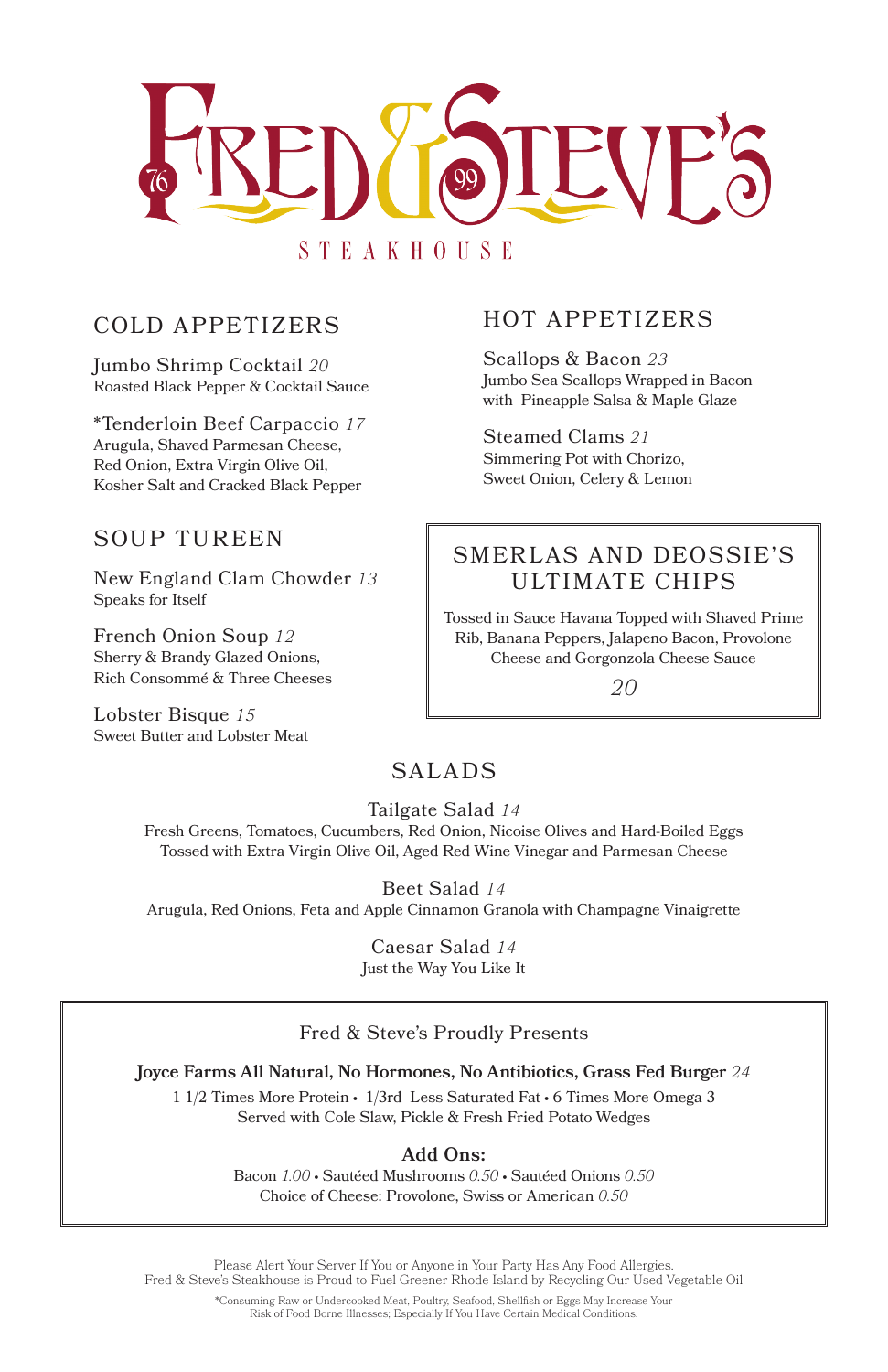# FRED & STEVE'S

76 · 99

STEAKHOUSE

## COLD APPETIZERS

Jumbo Shrimp Cocktail *20*
Roasted Black Pepper & Cocktail Sauce

*Tenderloin Beef Carpaccio *17*
Arugula, Shaved Parmesan Cheese, Red Onion, Extra Virgin Olive Oil, Kosher Salt and Cracked Black Pepper

## HOT APPETIZERS

Scallops & Bacon *23*
Jumbo Sea Scallops Wrapped in Bacon with Pineapple Salsa & Maple Glaze

Steamed Clams *21*
Simmering Pot with Chorizo, Sweet Onion, Celery & Lemon

## SOUP TUREEN

New England Clam Chowder *13*
Speaks for Itself

French Onion Soup *12*
Sherry & Brandy Glazed Onions, Rich Consommé & Three Cheeses

Lobster Bisque *15*
Sweet Butter and Lobster Meat

## SMERLAS AND DEOSSIE'S ULTIMATE CHIPS

Tossed in Sauce Havana Topped with Shaved Prime Rib, Banana Peppers, Jalapeno Bacon, Provolone Cheese and Gorgonzola Cheese Sauce

*20*

## SALADS

Tailgate Salad *14*
Fresh Greens, Tomatoes, Cucumbers, Red Onion, Nicoise Olives and Hard-Boiled Eggs Tossed with Extra Virgin Olive Oil, Aged Red Wine Vinegar and Parmesan Cheese

Beet Salad *14*
Arugula, Red Onions, Feta and Apple Cinnamon Granola with Champagne Vinaigrette

Caesar Salad *14*
Just the Way You Like It

### Fred & Steve's Proudly Presents

**Joyce Farms All Natural, No Hormones, No Antibiotics, Grass Fed Burger** *24*
1 1/2 Times More Protein • 1/3rd Less Saturated Fat • 6 Times More Omega 3
Served with Cole Slaw, Pickle & Fresh Fried Potato Wedges

**Add Ons:**
Bacon *1.00* • Sautéed Mushrooms *0.50* • Sautéed Onions *0.50*
Choice of Cheese: Provolone, Swiss or American *0.50*

Please Alert Your Server If You or Anyone in Your Party Has Any Food Allergies.
Fred & Steve's Steakhouse is Proud to Fuel Greener Rhode Island by Recycling Our Used Vegetable Oil

*Consuming Raw or Undercooked Meat, Poultry, Seafood, Shellfish or Eggs May Increase Your Risk of Food Borne Illnesses; Especially If You Have Certain Medical Conditions.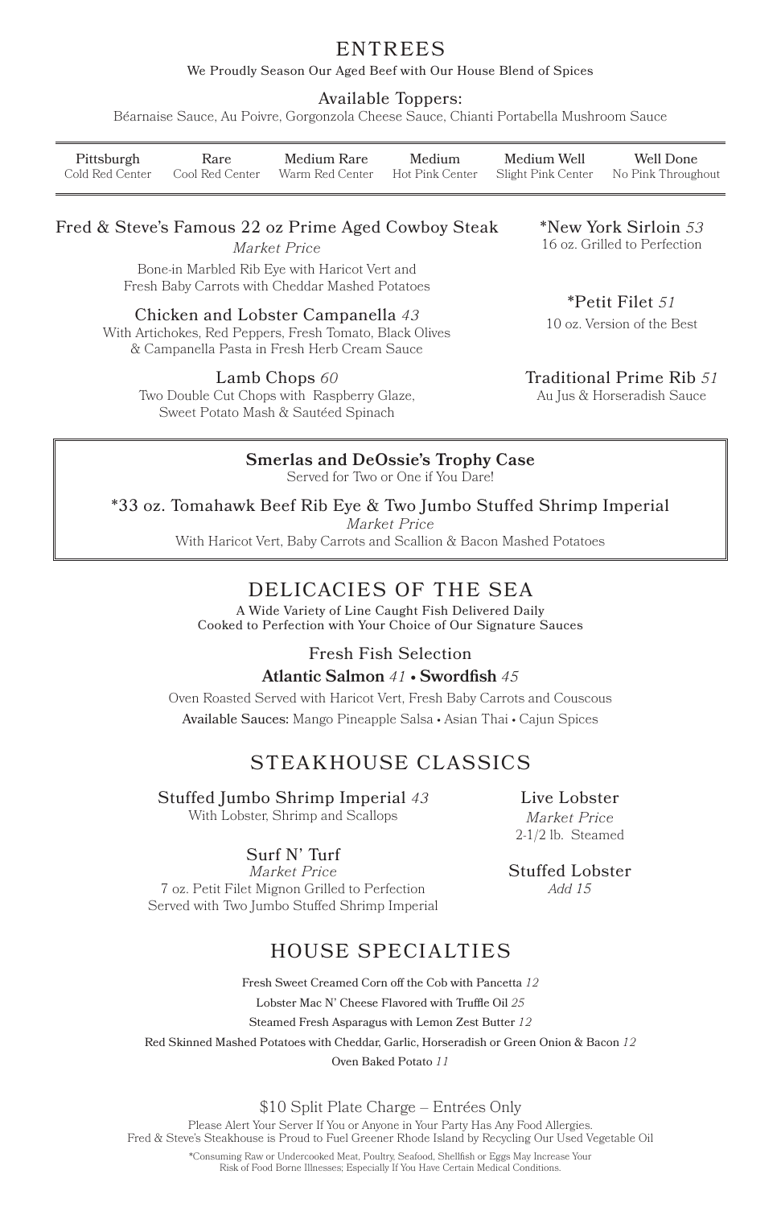# ENTREES

We Proudly Season Our Aged Beef with Our House Blend of Spices

Available Toppers:

Béarnaise Sauce, Au Poivre, Gorgonzola Cheese Sauce, Chianti Portabella Mushroom Sauce

| Pittsburgh | Rare | Medium Rare | Medium | Medium Well | Well Done |
|---|---|---|---|---|---|
| Cold Red Center | Cool Red Center | Warm Red Center | Hot Pink Center | Slight Pink Center | No Pink Throughout |

### Fred & Steve's Famous 22 oz Prime Aged Cowboy Steak

*Market Price*

Bone-in Marbled Rib Eye with Haricot Vert and Fresh Baby Carrots with Cheddar Mashed Potatoes

### Chicken and Lobster Campanella *43*

With Artichokes, Red Peppers, Fresh Tomato, Black Olives & Campanella Pasta in Fresh Herb Cream Sauce

### Lamb Chops *60*

Two Double Cut Chops with Raspberry Glaze, Sweet Potato Mash & Sautéed Spinach

### *New York Sirloin *53*

16 oz. Grilled to Perfection

### *Petit Filet *51*

10 oz. Version of the Best

### Traditional Prime Rib *51*

Au Jus & Horseradish Sauce

**Smerlas and DeOssie's Trophy Case**

Served for Two or One if You Dare!

### *33 oz. Tomahawk Beef Rib Eye & Two Jumbo Stuffed Shrimp Imperial

*Market Price*

With Haricot Vert, Baby Carrots and Scallion & Bacon Mashed Potatoes

# DELICACIES OF THE SEA

A Wide Variety of Line Caught Fish Delivered Daily
Cooked to Perfection with Your Choice of Our Signature Sauces

Fresh Fish Selection

**Atlantic Salmon** *41* • **Swordfish** *45*

Oven Roasted Served with Haricot Vert, Fresh Baby Carrots and Couscous

Available Sauces: Mango Pineapple Salsa • Asian Thai • Cajun Spices

# STEAKHOUSE CLASSICS

### Stuffed Jumbo Shrimp Imperial *43*

With Lobster, Shrimp and Scallops

### Surf N' Turf

*Market Price*

7 oz. Petit Filet Mignon Grilled to Perfection
Served with Two Jumbo Stuffed Shrimp Imperial

### Live Lobster

*Market Price*

2-1/2 lb. Steamed

### Stuffed Lobster

*Add 15*

# HOUSE SPECIALTIES

Fresh Sweet Creamed Corn off the Cob with Pancetta *12*

Lobster Mac N' Cheese Flavored with Truffle Oil *25*

Steamed Fresh Asparagus with Lemon Zest Butter *12*

Red Skinned Mashed Potatoes with Cheddar, Garlic, Horseradish or Green Onion & Bacon *12*

Oven Baked Potato *11*

$10 Split Plate Charge – Entrées Only

Please Alert Your Server If You or Anyone in Your Party Has Any Food Allergies.
Fred & Steve's Steakhouse is Proud to Fuel Greener Rhode Island by Recycling Our Used Vegetable Oil

*Consuming Raw or Undercooked Meat, Poultry, Seafood, Shellfish or Eggs May Increase Your Risk of Food Borne Illnesses; Especially If You Have Certain Medical Conditions.